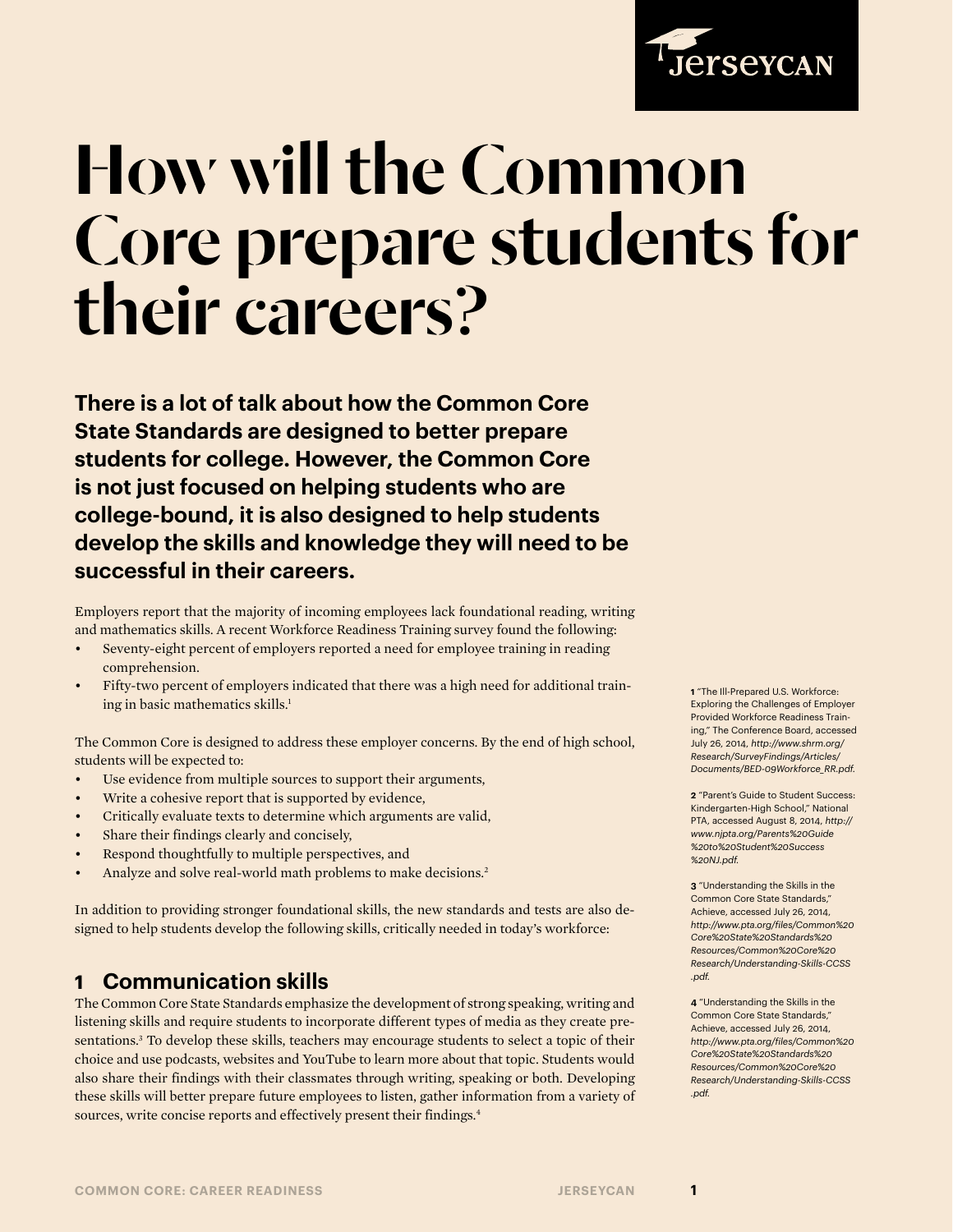# How will the Common Core prepare students for their careers?

**There is a lot of talk about how the Common Core State Standards are designed to better prepare students for college. However, the Common Core is not just focused on helping students who are college-bound, it is also designed to help students develop the skills and knowledge they will need to be successful in their careers.**

Employers report that the majority of incoming employees lack foundational reading, writing and mathematics skills. A recent Workforce Readiness Training survey found the following:

- Seventy-eight percent of employers reported a need for employee training in reading comprehension.
- Fifty-two percent of employers indicated that there was a high need for additional training in basic mathematics skills.[1]

The Common Core is designed to address these employer concerns. By the end of high school, students will be expected to:

- Use evidence from multiple sources to support their arguments,
- Write a cohesive report that is supported by evidence,
- Critically evaluate texts to determine which arguments are valid,
- Share their findings clearly and concisely,
- Respond thoughtfully to multiple perspectives, and
- Analyze and solve real-world math problems to make decisions.[2]

In addition to providing stronger foundational skills, the new standards and tests are also designed to help students develop the following skills, critically needed in today's workforce:

## 1 Communication skills

The Common Core State Standards emphasize the development of strong speaking, writing and listening skills and require students to incorporate different types of media as they create presentations.[3] To develop these skills, teachers may encourage students to select a topic of their choice and use podcasts, websites and YouTube to learn more about that topic. Students would also share their findings with their classmates through writing, speaking or both. Developing these skills will better prepare future employees to listen, gather information from a variety of sources, write concise reports and effectively present their findings.[4]

---

**1** "The Ill-Prepared U.S. Workforce: Exploring the Challenges of Employer Provided Workforce Readiness Training," The Conference Board, accessed July 26, 2014, *http://www.shrm.org/Research/SurveyFindings/Articles/Documents/BED-09Workforce_RR.pdf.*

**2** "Parent's Guide to Student Success: Kindergarten-High School," National PTA, accessed August 8, 2014, *http://www.njpta.org/Parents%20Guide%20to%20Student%20Success%20NJ.pdf.*

**3** "Understanding the Skills in the Common Core State Standards," Achieve, accessed July 26, 2014, *http://www.pta.org/files/Common%20Core%20State%20Standards%20Resources/Common%20Core%20Research/Understanding-Skills-CCSS.pdf.*

**4** "Understanding the Skills in the Common Core State Standards," Achieve, accessed July 26, 2014, *http://www.pta.org/files/Common%20Core%20State%20Standards%20Resources/Common%20Core%20Research/Understanding-Skills-CCSS.pdf.*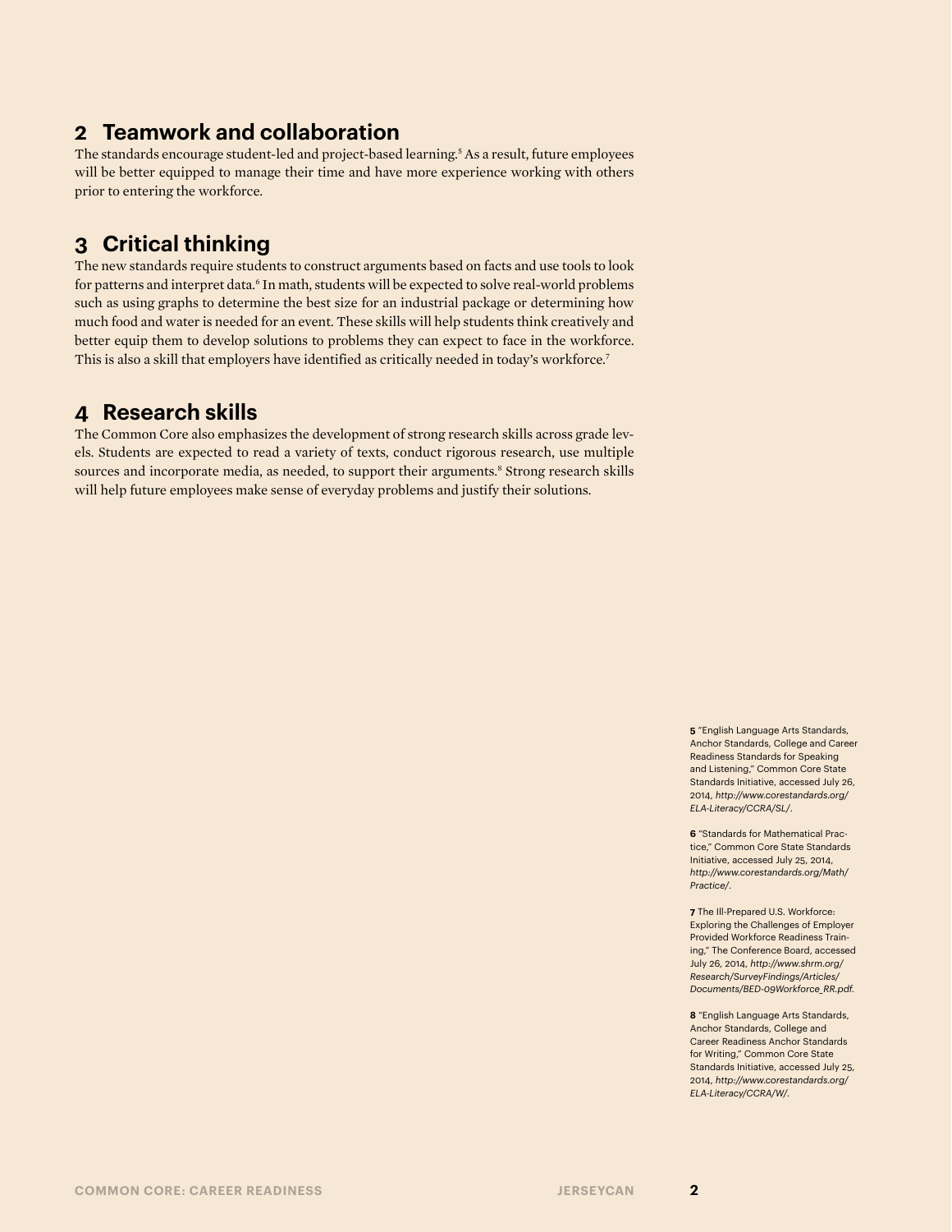## 2 Teamwork and collaboration

The standards encourage student-led and project-based learning.[5] As a result, future employees will be better equipped to manage their time and have more experience working with others prior to entering the workforce.

## 3 Critical thinking

The new standards require students to construct arguments based on facts and use tools to look for patterns and interpret data.[6] In math, students will be expected to solve real-world problems such as using graphs to determine the best size for an industrial package or determining how much food and water is needed for an event. These skills will help students think creatively and better equip them to develop solutions to problems they can expect to face in the workforce. This is also a skill that employers have identified as critically needed in today's workforce.[7]

## 4 Research skills

The Common Core also emphasizes the development of strong research skills across grade levels. Students are expected to read a variety of texts, conduct rigorous research, use multiple sources and incorporate media, as needed, to support their arguments.[8] Strong research skills will help future employees make sense of everyday problems and justify their solutions.

**5** "English Language Arts Standards, Anchor Standards, College and Career Readiness Standards for Speaking and Listening," Common Core State Standards Initiative, accessed July 26, 2014, *http://www.corestandards.org/ELA-Literacy/CCRA/SL/*.

**6** "Standards for Mathematical Practice," Common Core State Standards Initiative, accessed July 25, 2014, *http://www.corestandards.org/Math/Practice/*.

**7** The Ill-Prepared U.S. Workforce: Exploring the Challenges of Employer Provided Workforce Readiness Training," The Conference Board, accessed July 26, 2014, *http://www.shrm.org/Research/SurveyFindings/Articles/Documents/BED-09Workforce_RR.pdf*.

**8** "English Language Arts Standards, Anchor Standards, College and Career Readiness Anchor Standards for Writing," Common Core State Standards Initiative, accessed July 25, 2014, *http://www.corestandards.org/ELA-Literacy/CCRA/W/*.